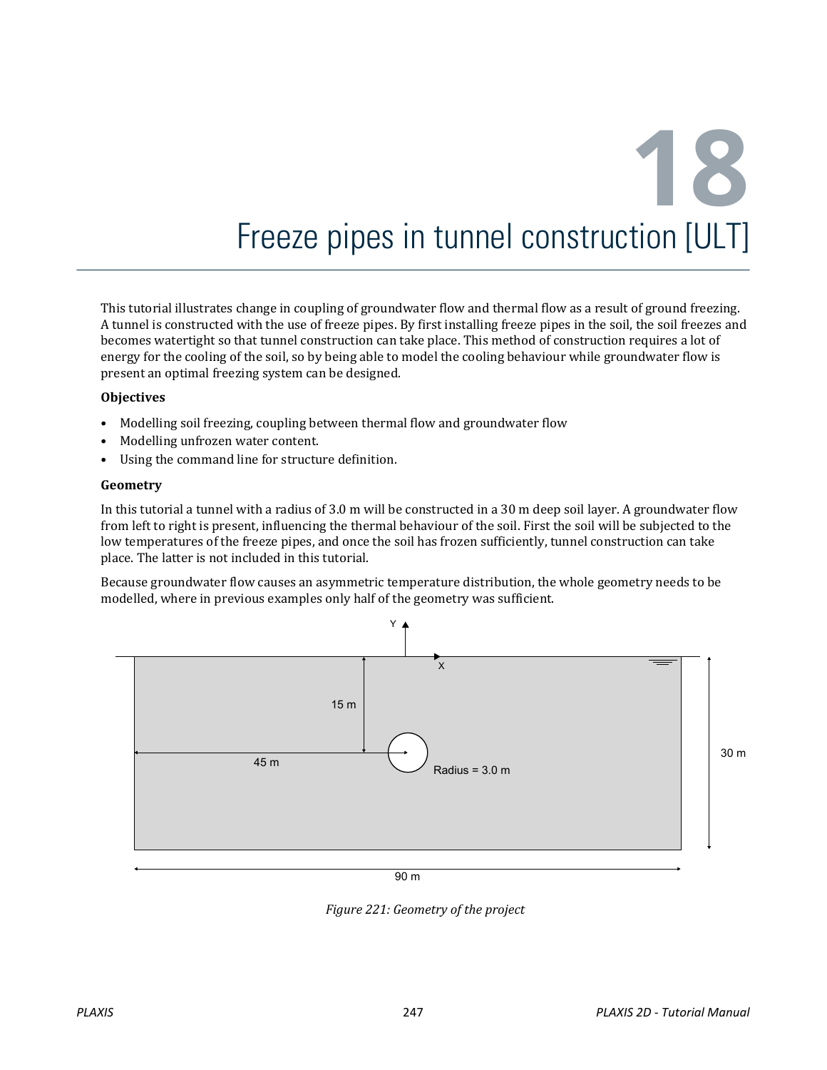# 18 Freeze pipes in tunnel construction [ULT]

This tutorial illustrates change in coupling of groundwater flow and thermal flow as a result of ground freezing. A tunnel is constructed with the use of freeze pipes. By first installing freeze pipes in the soil, the soil freezes and becomes watertight so that tunnel construction can take place. This method of construction requires a lot of energy for the cooling of the soil, so by being able to model the cooling behaviour while groundwater flow is present an optimal freezing system can be designed.

**Objectives**

- Modelling soil freezing, coupling between thermal flow and groundwater flow
- Modelling unfrozen water content.
- Using the command line for structure definition.

**Geometry**

In this tutorial a tunnel with a radius of 3.0 m will be constructed in a 30 m deep soil layer. A groundwater flow from left to right is present, influencing the thermal behaviour of the soil. First the soil will be subjected to the low temperatures of the freeze pipes, and once the soil has frozen sufficiently, tunnel construction can take place. The latter is not included in this tutorial.

Because groundwater flow causes an asymmetric temperature distribution, the whole geometry needs to be modelled, where in previous examples only half of the geometry was sufficient.

*Figure 221: Geometry of the project*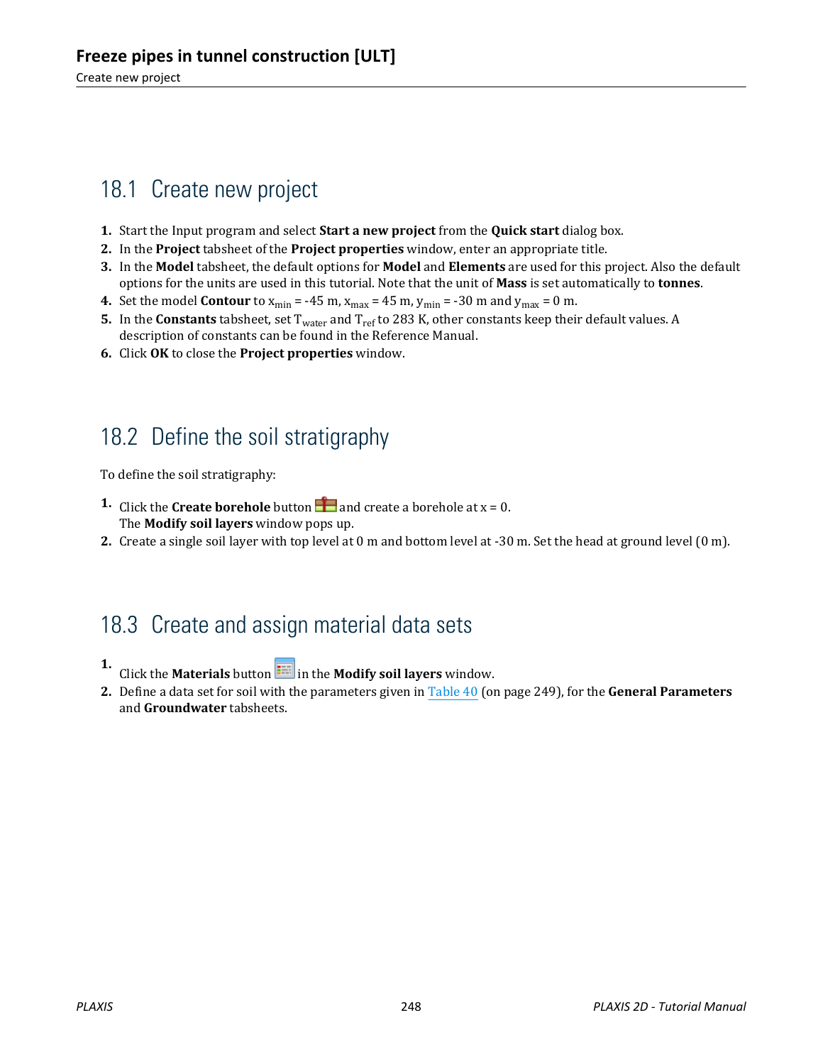## 18.1 Create new project

1. Start the Input program and select **Start a new project** from the **Quick start** dialog box.
2. In the **Project** tabsheet of the **Project properties** window, enter an appropriate title.
3. In the **Model** tabsheet, the default options for **Model** and **Elements** are used for this project. Also the default options for the units are used in this tutorial. Note that the unit of **Mass** is set automatically to **tonnes**.
4. Set the model **Contour** to $x_{min}$ = -45 m, $x_{max}$ = 45 m, $y_{min}$ = -30 m and $y_{max}$ = 0 m.
5. In the **Constants** tabsheet, set $T_{water}$ and $T_{ref}$ to 283 K, other constants keep their default values. A description of constants can be found in the Reference Manual.
6. Click **OK** to close the **Project properties** window.

## 18.2 Define the soil stratigraphy

To define the soil stratigraphy:

1. Click the **Create borehole** button and create a borehole at x = 0.
   The **Modify soil layers** window pops up.
2. Create a single soil layer with top level at 0 m and bottom level at -30 m. Set the head at ground level (0 m).

## 18.3 Create and assign material data sets

1. Click the **Materials** button in the **Modify soil layers** window.
2. Define a data set for soil with the parameters given in Table 40 (on page 249), for the **General Parameters** and **Groundwater** tabsheets.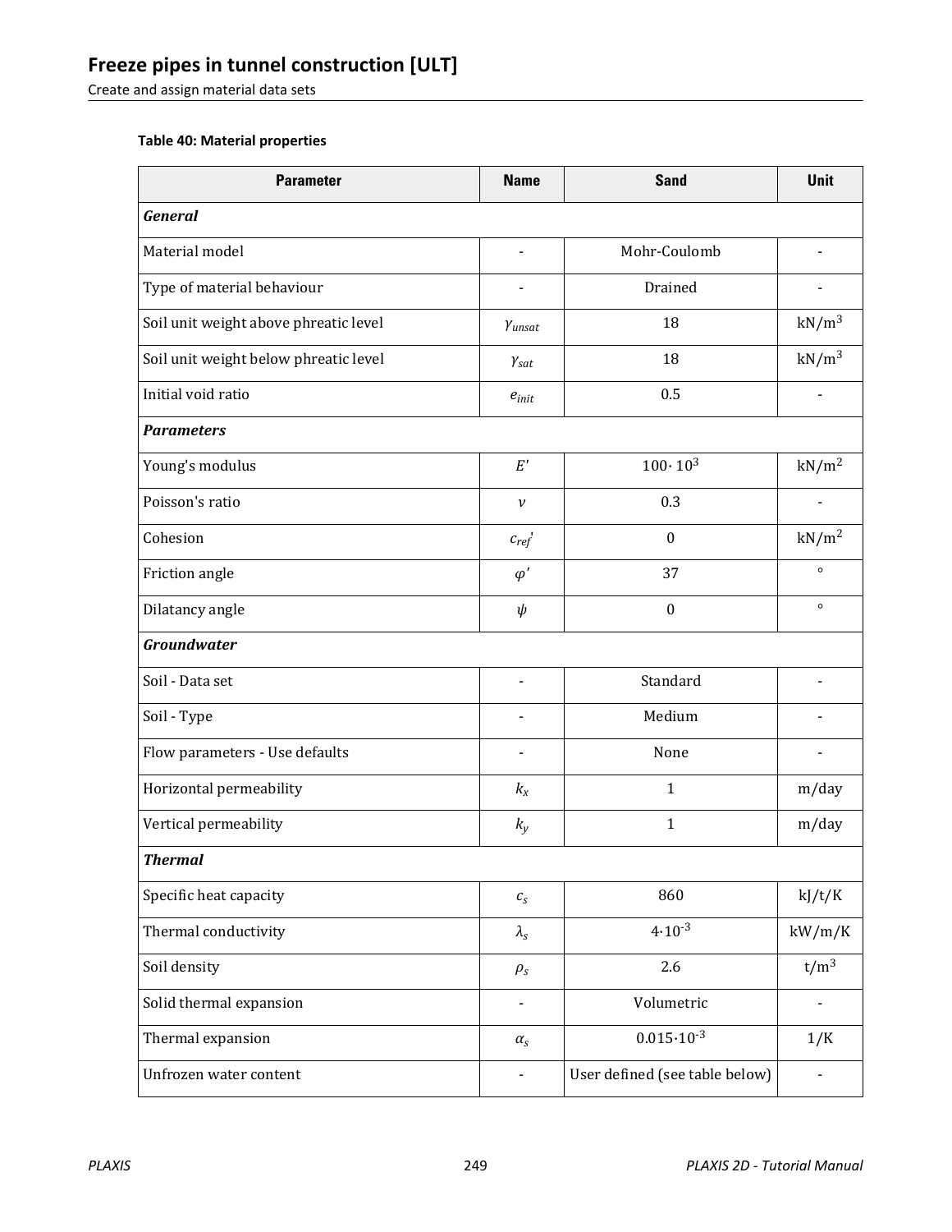**Table 40: Material properties**

| Parameter | Name | Sand | Unit |
|---|---|---|---|
| ***General*** | | | |
| Material model | - | Mohr-Coulomb | - |
| Type of material behaviour | - | Drained | - |
| Soil unit weight above phreatic level | $\gamma_{unsat}$ | 18 | $kN/m^3$ |
| Soil unit weight below phreatic level | $\gamma_{sat}$ | 18 | $kN/m^3$ |
| Initial void ratio | $e_{init}$ | 0.5 | - |
| ***Parameters*** | | | |
| Young's modulus | $E'$ | $100 \cdot 10^3$ | $kN/m^2$ |
| Poisson's ratio | $\nu$ | 0.3 | - |
| Cohesion | $c_{ref}'$ | 0 | $kN/m^2$ |
| Friction angle | $\varphi'$ | 37 | ° |
| Dilatancy angle | $\psi$ | 0 | ° |
| ***Groundwater*** | | | |
| Soil - Data set | - | Standard | - |
| Soil - Type | - | Medium | - |
| Flow parameters - Use defaults | - | None | - |
| Horizontal permeability | $k_x$ | 1 | m/day |
| Vertical permeability | $k_y$ | 1 | m/day |
| ***Thermal*** | | | |
| Specific heat capacity | $c_s$ | 860 | kJ/t/K |
| Thermal conductivity | $\lambda_s$ | $4 \cdot 10^{-3}$ | kW/m/K |
| Soil density | $\rho_s$ | 2.6 | $t/m^3$ |
| Solid thermal expansion | - | Volumetric | - |
| Thermal expansion | $\alpha_s$ | $0.015 \cdot 10^{-3}$ | 1/K |
| Unfrozen water content | - | User defined (see table below) | - |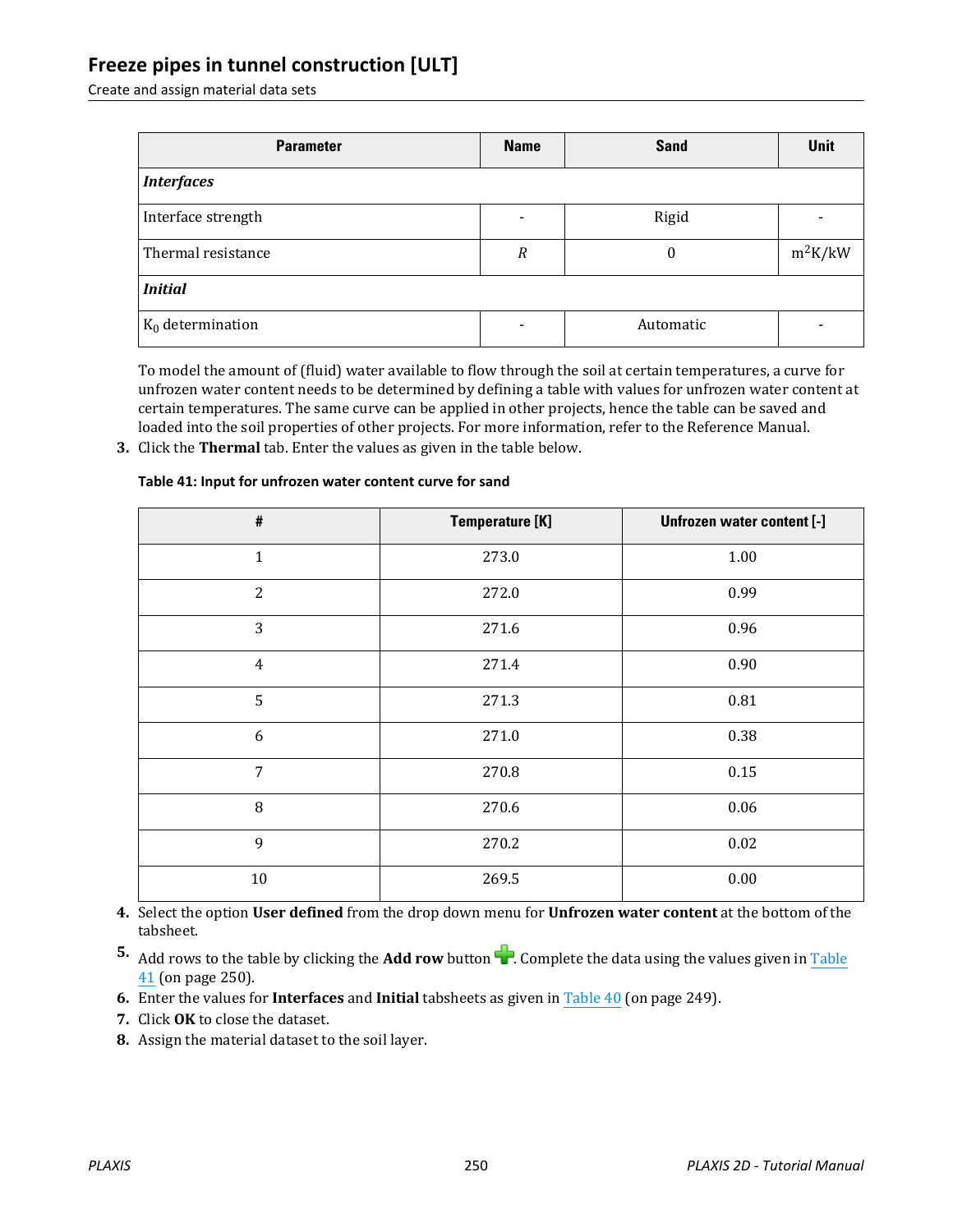| Parameter | Name | Sand | Unit |
|---|---|---|---|
| ***Interfaces*** | | | |
| Interface strength | - | Rigid | - |
| Thermal resistance | $R$ | 0 | $m^2K/kW$ |
| ***Initial*** | | | |
| $K_0$ determination | - | Automatic | - |

To model the amount of (fluid) water available to flow through the soil at certain temperatures, a curve for unfrozen water content needs to be determined by defining a table with values for unfrozen water content at certain temperatures. The same curve can be applied in other projects, hence the table can be saved and loaded into the soil properties of other projects. For more information, refer to the Reference Manual.

3. Click the **Thermal** tab. Enter the values as given in the table below.

**Table 41: Input for unfrozen water content curve for sand**

| # | Temperature [K] | Unfrozen water content [-] |
|---|---|---|
| 1 | 273.0 | 1.00 |
| 2 | 272.0 | 0.99 |
| 3 | 271.6 | 0.96 |
| 4 | 271.4 | 0.90 |
| 5 | 271.3 | 0.81 |
| 6 | 271.0 | 0.38 |
| 7 | 270.8 | 0.15 |
| 8 | 270.6 | 0.06 |
| 9 | 270.2 | 0.02 |
| 10 | 269.5 | 0.00 |

4. Select the option **User defined** from the drop down menu for **Unfrozen water content** at the bottom of the tabsheet.
5. Add rows to the table by clicking the **Add row** button. Complete the data using the values given in Table 41 (on page 250).
6. Enter the values for **Interfaces** and **Initial** tabsheets as given in Table 40 (on page 249).
7. Click **OK** to close the dataset.
8. Assign the material dataset to the soil layer.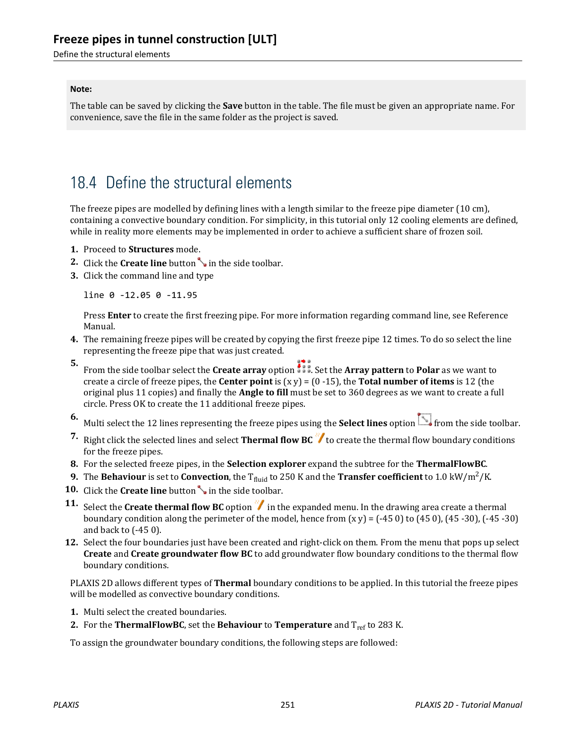**Note:**

The table can be saved by clicking the **Save** button in the table. The file must be given an appropriate name. For convenience, save the file in the same folder as the project is saved.

## 18.4 Define the structural elements

The freeze pipes are modelled by defining lines with a length similar to the freeze pipe diameter (10 cm), containing a convective boundary condition. For simplicity, in this tutorial only 12 cooling elements are defined, while in reality more elements may be implemented in order to achieve a sufficient share of frozen soil.

1. Proceed to **Structures** mode.
2. Click the **Create line** button in the side toolbar.
3. Click the command line and type

   ```
   line 0 -12.05 0 -11.95
   ```

   Press **Enter** to create the first freezing pipe. For more information regarding command line, see Reference Manual.
4. The remaining freeze pipes will be created by copying the first freeze pipe 12 times. To do so select the line representing the freeze pipe that was just created.
5. From the side toolbar select the **Create array** option. Set the **Array pattern** to **Polar** as we want to create a circle of freeze pipes, the **Center point** is (x y) = (0 -15), the **Total number of items** is 12 (the original plus 11 copies) and finally the **Angle to fill** must be set to 360 degrees as we want to create a full circle. Press OK to create the 11 additional freeze pipes.
6. Multi select the 12 lines representing the freeze pipes using the **Select lines** option from the side toolbar.
7. Right click the selected lines and select **Thermal flow BC** to create the thermal flow boundary conditions for the freeze pipes.
8. For the selected freeze pipes, in the **Selection explorer** expand the subtree for the **ThermalFlowBC**.
9. The **Behaviour** is set to **Convection**, the $T_{fluid}$ to 250 K and the **Transfer coefficient** to 1.0 kW/m$^2$/K.
10. Click the **Create line** button in the side toolbar.
11. Select the **Create thermal flow BC** option in the expanded menu. In the drawing area create a thermal boundary condition along the perimeter of the model, hence from (x y) = (-45 0) to (45 0), (45 -30), (-45 -30) and back to (-45 0).
12. Select the four boundaries just have been created and right-click on them. From the menu that pops up select **Create** and **Create groundwater flow BC** to add groundwater flow boundary conditions to the thermal flow boundary conditions.

PLAXIS 2D allows different types of **Thermal** boundary conditions to be applied. In this tutorial the freeze pipes will be modelled as convective boundary conditions.

1. Multi select the created boundaries.
2. For the **ThermalFlowBC**, set the **Behaviour** to **Temperature** and $T_{ref}$ to 283 K.

To assign the groundwater boundary conditions, the following steps are followed: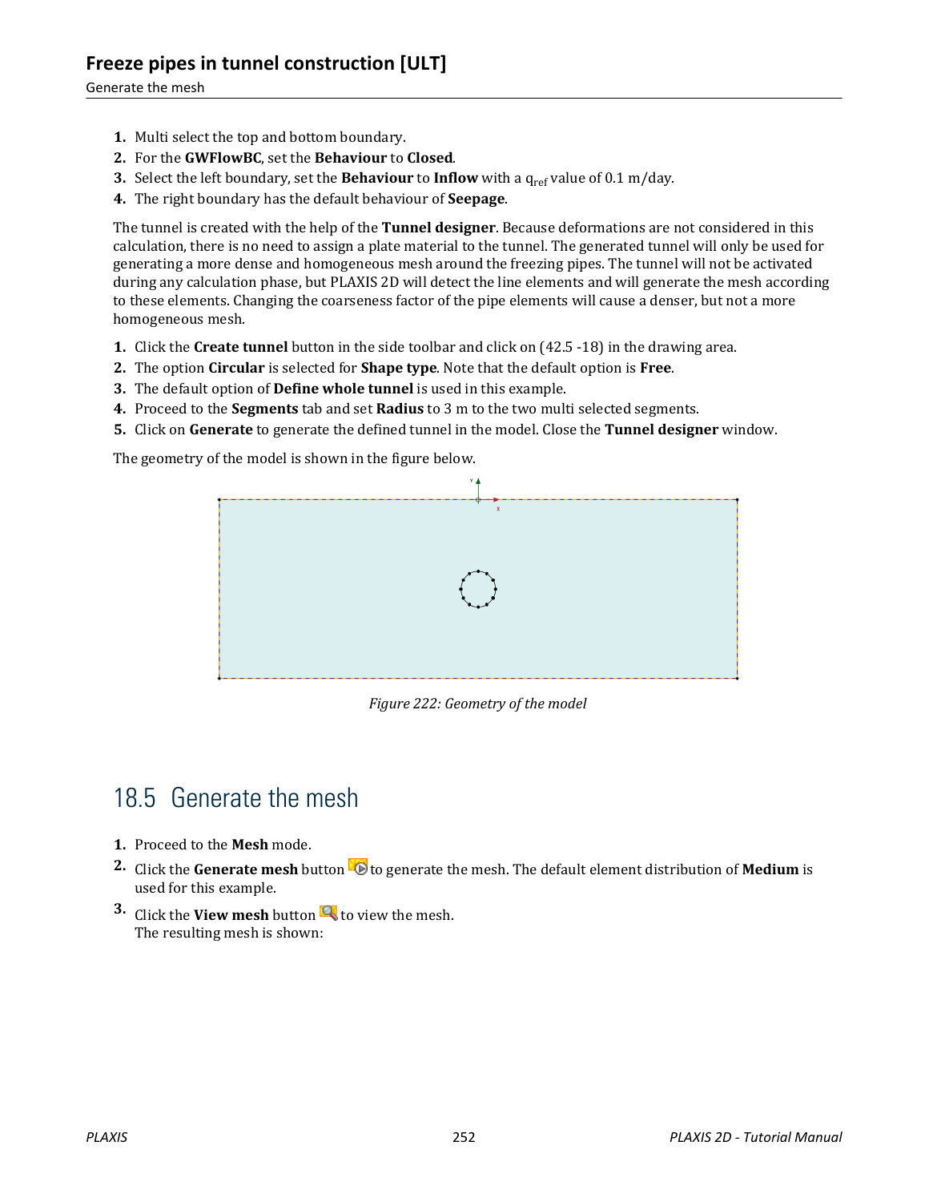1. Multi select the top and bottom boundary.
2. For the **GWFlowBC**, set the **Behaviour** to **Closed**.
3. Select the left boundary, set the **Behaviour** to **Inflow** with a $q_{ref}$ value of 0.1 m/day.
4. The right boundary has the default behaviour of **Seepage**.

The tunnel is created with the help of the **Tunnel designer**. Because deformations are not considered in this calculation, there is no need to assign a plate material to the tunnel. The generated tunnel will only be used for generating a more dense and homogeneous mesh around the freezing pipes. The tunnel will not be activated during any calculation phase, but PLAXIS 2D will detect the line elements and will generate the mesh according to these elements. Changing the coarseness factor of the pipe elements will cause a denser, but not a more homogeneous mesh.

1. Click the **Create tunnel** button in the side toolbar and click on (42.5 -18) in the drawing area.
2. The option **Circular** is selected for **Shape type**. Note that the default option is **Free**.
3. The default option of **Define whole tunnel** is used in this example.
4. Proceed to the **Segments** tab and set **Radius** to 3 m to the two multi selected segments.
5. Click on **Generate** to generate the defined tunnel in the model. Close the **Tunnel designer** window.

The geometry of the model is shown in the figure below.

*Figure 222: Geometry of the model*

## 18.5 Generate the mesh

1. Proceed to the **Mesh** mode.
2. Click the **Generate mesh** button to generate the mesh. The default element distribution of **Medium** is used for this example.
3. Click the **View mesh** button to view the mesh.
   The resulting mesh is shown: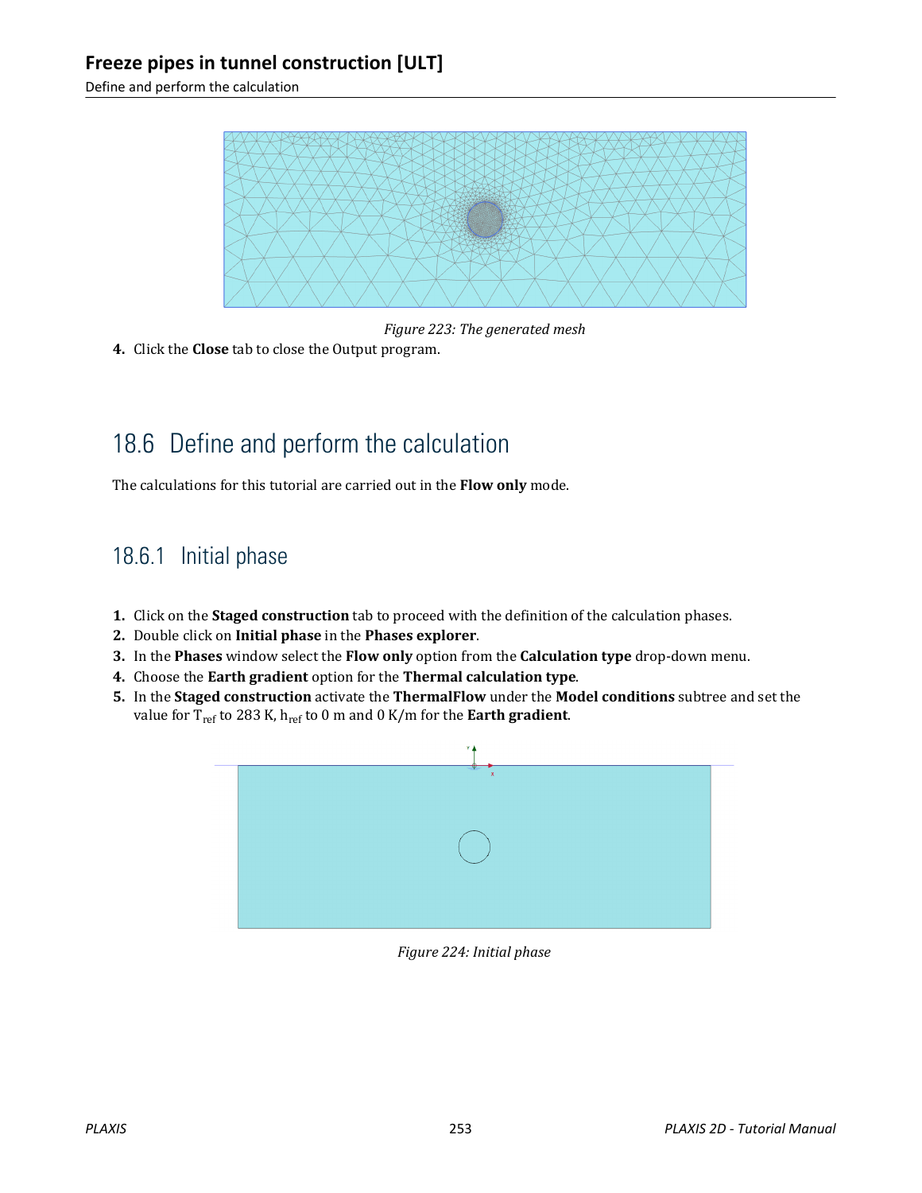Figure 223: The generated mesh

4. Click the **Close** tab to close the Output program.

## 18.6 Define and perform the calculation

The calculations for this tutorial are carried out in the **Flow only** mode.

### 18.6.1 Initial phase

1. Click on the **Staged construction** tab to proceed with the definition of the calculation phases.
2. Double click on **Initial phase** in the **Phases explorer**.
3. In the **Phases** window select the **Flow only** option from the **Calculation type** drop-down menu.
4. Choose the **Earth gradient** option for the **Thermal calculation type**.
5. In the **Staged construction** activate the **ThermalFlow** under the **Model conditions** subtree and set the value for $T_{ref}$ to 283 K, $h_{ref}$ to 0 m and 0 K/m for the **Earth gradient**.

Figure 224: Initial phase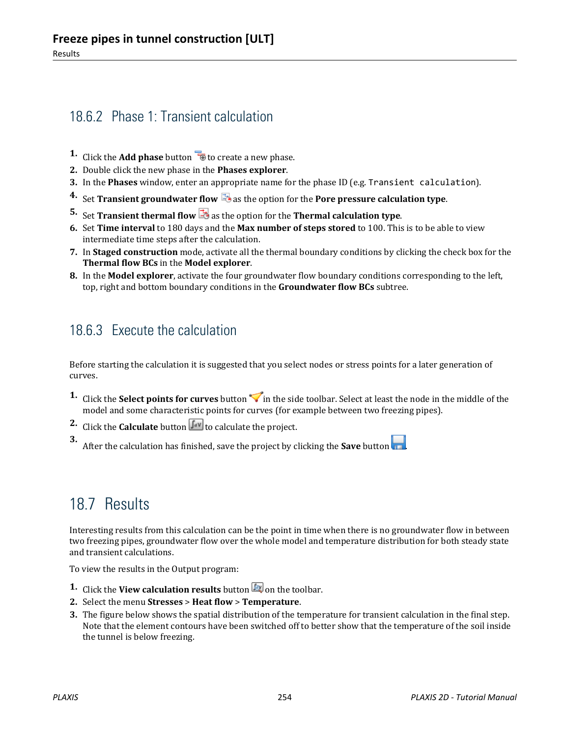### 18.6.2 Phase 1: Transient calculation

1. Click the **Add phase** button to create a new phase.
2. Double click the new phase in the **Phases explorer**.
3. In the **Phases** window, enter an appropriate name for the phase ID (e.g. `Transient calculation`).
4. Set **Transient groundwater flow** as the option for the **Pore pressure calculation type**.
5. Set **Transient thermal flow** as the option for the **Thermal calculation type**.
6. Set **Time interval** to 180 days and the **Max number of steps stored** to 100. This is to be able to view intermediate time steps after the calculation.
7. In **Staged construction** mode, activate all the thermal boundary conditions by clicking the check box for the **Thermal flow BCs** in the **Model explorer**.
8. In the **Model explorer**, activate the four groundwater flow boundary conditions corresponding to the left, top, right and bottom boundary conditions in the **Groundwater flow BCs** subtree.

### 18.6.3 Execute the calculation

Before starting the calculation it is suggested that you select nodes or stress points for a later generation of curves.

1. Click the **Select points for curves** button in the side toolbar. Select at least the node in the middle of the model and some characteristic points for curves (for example between two freezing pipes).
2. Click the **Calculate** button to calculate the project.
3. After the calculation has finished, save the project by clicking the **Save** button.

## 18.7 Results

Interesting results from this calculation can be the point in time when there is no groundwater flow in between two freezing pipes, groundwater flow over the whole model and temperature distribution for both steady state and transient calculations.

To view the results in the Output program:

1. Click the **View calculation results** button on the toolbar.
2. Select the menu **Stresses** > **Heat flow** > **Temperature**.
3. The figure below shows the spatial distribution of the temperature for transient calculation in the final step. Note that the element contours have been switched off to better show that the temperature of the soil inside the tunnel is below freezing.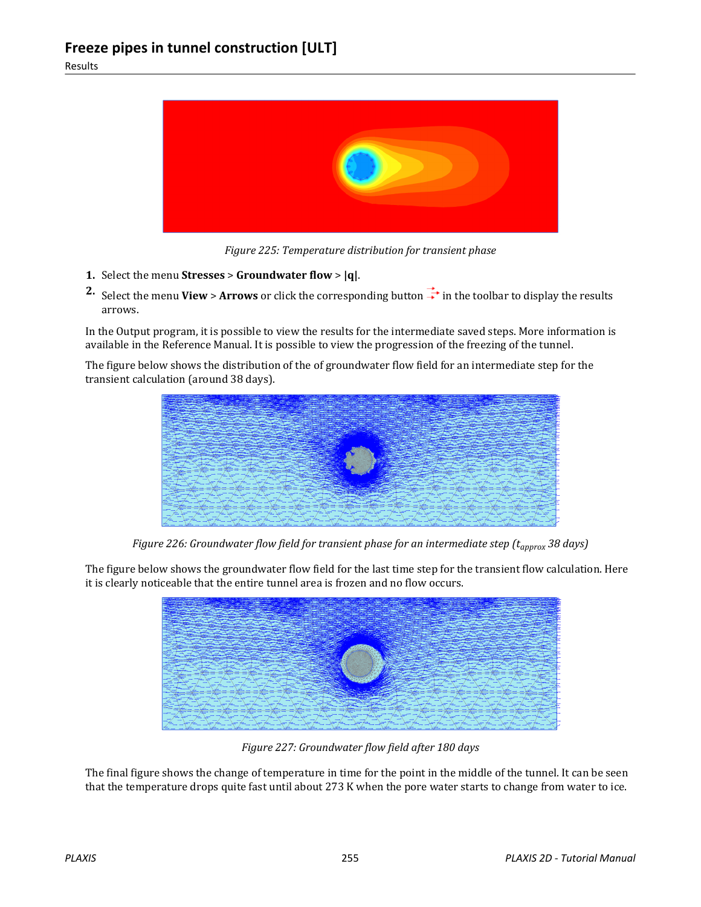*Figure 225: Temperature distribution for transient phase*

1. Select the menu **Stresses** > **Groundwater flow** > **|q|**.
2. Select the menu **View** > **Arrows** or click the corresponding button in the toolbar to display the results arrows.

In the Output program, it is possible to view the results for the intermediate saved steps. More information is available in the Reference Manual. It is possible to view the progression of the freezing of the tunnel.

The figure below shows the distribution of the of groundwater flow field for an intermediate step for the transient calculation (around 38 days).

*Figure 226: Groundwater flow field for transient phase for an intermediate step ($t_{approx}$ 38 days)*

The figure below shows the groundwater flow field for the last time step for the transient flow calculation. Here it is clearly noticeable that the entire tunnel area is frozen and no flow occurs.

*Figure 227: Groundwater flow field after 180 days*

The final figure shows the change of temperature in time for the point in the middle of the tunnel. It can be seen that the temperature drops quite fast until about 273 K when the pore water starts to change from water to ice.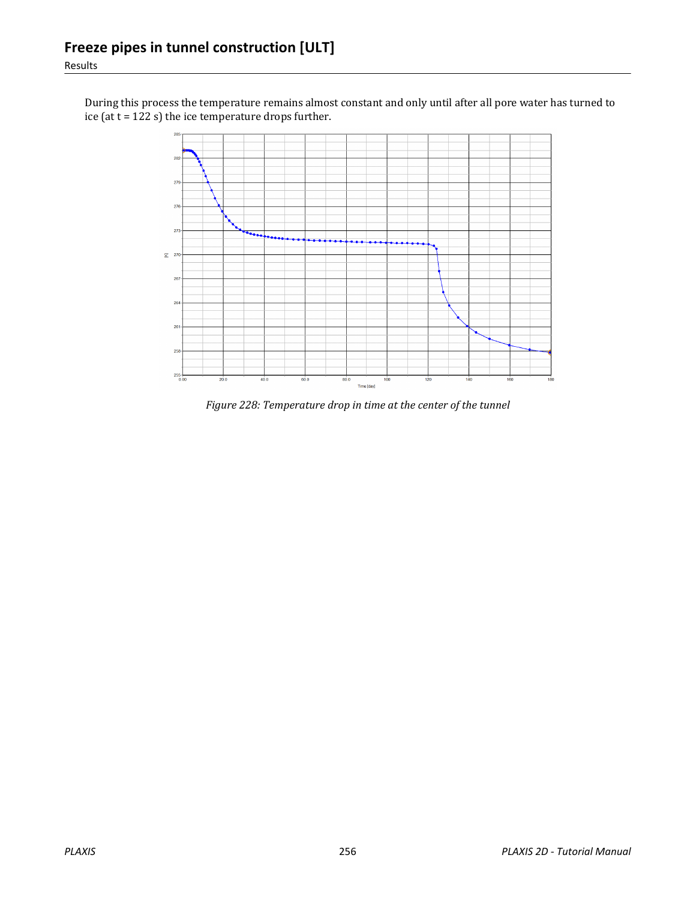During this process the temperature remains almost constant and only until after all pore water has turned to ice (at t = 122 s) the ice temperature drops further.

285
282
279
276
273
270
267
264
261
258
255

[K]

0.00
20.0
40.0
60.0
80.0
100
120
140
160
180

Time [day]

*Figure 228: Temperature drop in time at the center of the tunnel*